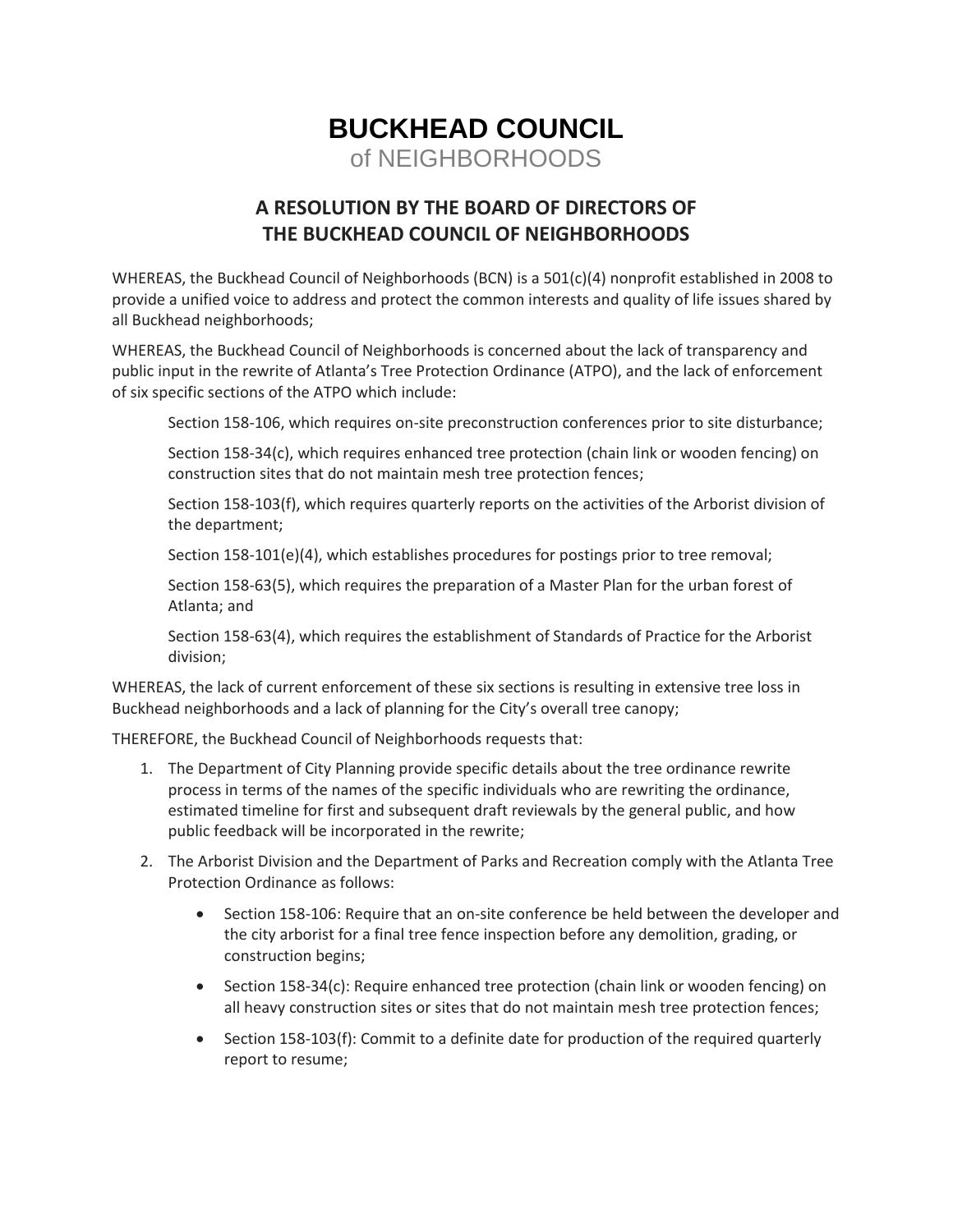# BUCKHEAD COUNCIL
of NEIGHBORHOODS

## A RESOLUTION BY THE BOARD OF DIRECTORS OF THE BUCKHEAD COUNCIL OF NEIGHBORHOODS

WHEREAS, the Buckhead Council of Neighborhoods (BCN) is a 501(c)(4) nonprofit established in 2008 to provide a unified voice to address and protect the common interests and quality of life issues shared by all Buckhead neighborhoods;

WHEREAS, the Buckhead Council of Neighborhoods is concerned about the lack of transparency and public input in the rewrite of Atlanta's Tree Protection Ordinance (ATPO), and the lack of enforcement of six specific sections of the ATPO which include:

> Section 158-106, which requires on-site preconstruction conferences prior to site disturbance;
>
> Section 158-34(c), which requires enhanced tree protection (chain link or wooden fencing) on construction sites that do not maintain mesh tree protection fences;
>
> Section 158-103(f), which requires quarterly reports on the activities of the Arborist division of the department;
>
> Section 158-101(e)(4), which establishes procedures for postings prior to tree removal;
>
> Section 158-63(5), which requires the preparation of a Master Plan for the urban forest of Atlanta; and
>
> Section 158-63(4), which requires the establishment of Standards of Practice for the Arborist division;

WHEREAS, the lack of current enforcement of these six sections is resulting in extensive tree loss in Buckhead neighborhoods and a lack of planning for the City's overall tree canopy;

THEREFORE, the Buckhead Council of Neighborhoods requests that:

1. The Department of City Planning provide specific details about the tree ordinance rewrite process in terms of the names of the specific individuals who are rewriting the ordinance, estimated timeline for first and subsequent draft reviewals by the general public, and how public feedback will be incorporated in the rewrite;
2. The Arborist Division and the Department of Parks and Recreation comply with the Atlanta Tree Protection Ordinance as follows:
   - Section 158-106: Require that an on-site conference be held between the developer and the city arborist for a final tree fence inspection before any demolition, grading, or construction begins;
   - Section 158-34(c): Require enhanced tree protection (chain link or wooden fencing) on all heavy construction sites or sites that do not maintain mesh tree protection fences;
   - Section 158-103(f): Commit to a definite date for production of the required quarterly report to resume;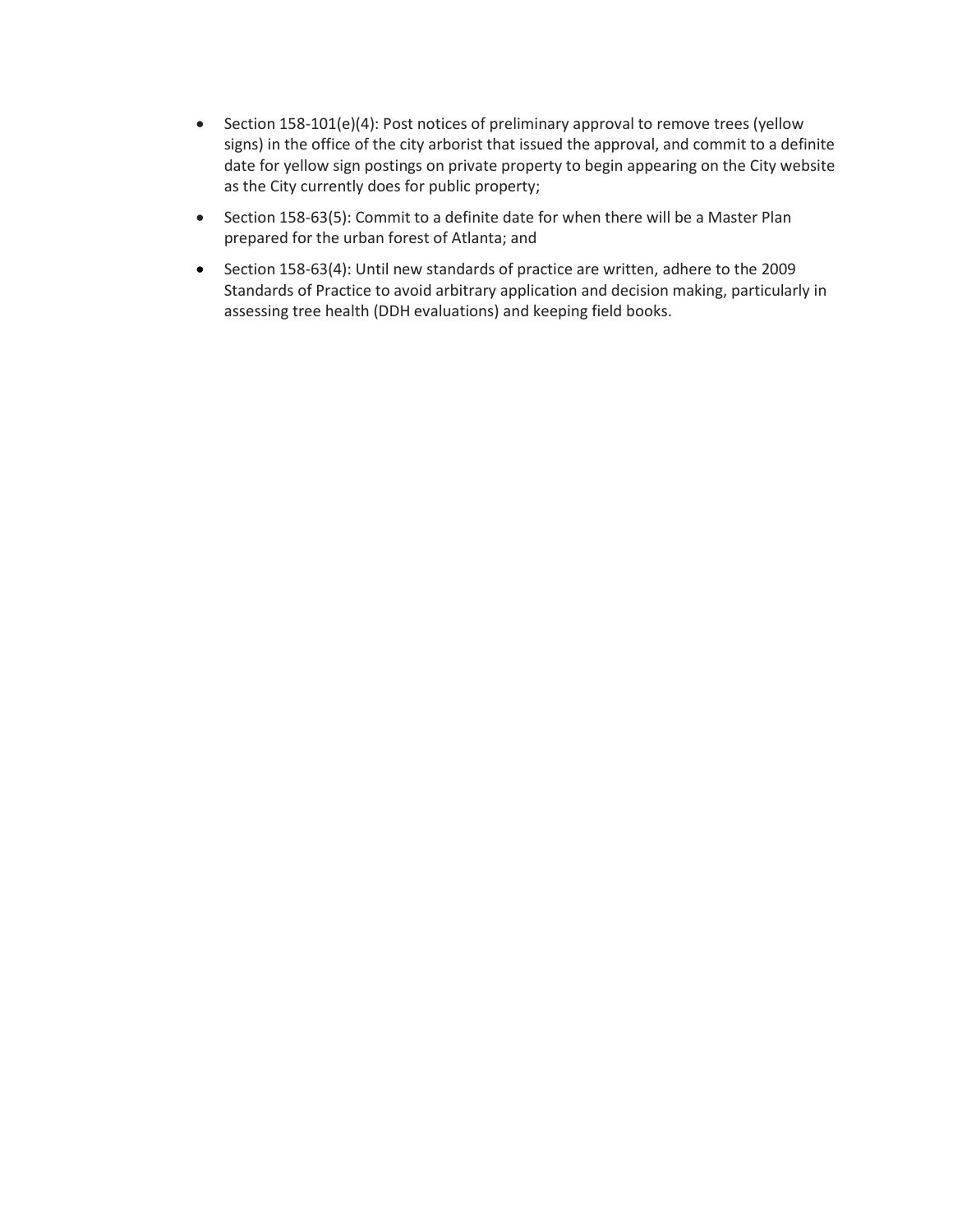- Section 158-101(e)(4): Post notices of preliminary approval to remove trees (yellow signs) in the office of the city arborist that issued the approval, and commit to a definite date for yellow sign postings on private property to begin appearing on the City website as the City currently does for public property;
- Section 158-63(5): Commit to a definite date for when there will be a Master Plan prepared for the urban forest of Atlanta; and
- Section 158-63(4): Until new standards of practice are written, adhere to the 2009 Standards of Practice to avoid arbitrary application and decision making, particularly in assessing tree health (DDH evaluations) and keeping field books.